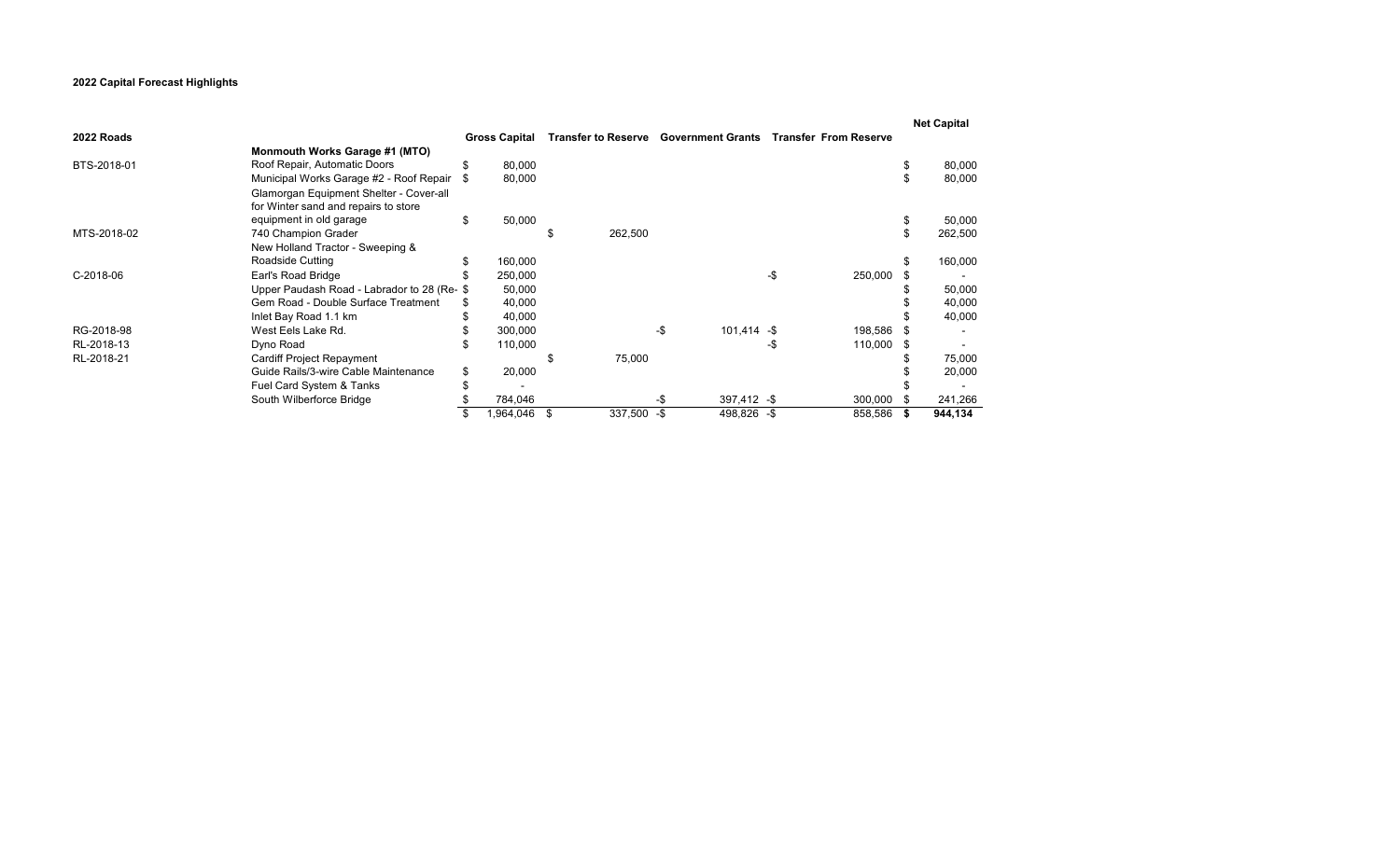**2022 Capital Forecast Highlights**

| 2022 Roads | | Gross Capital | Transfer to Reserve | Government Grants | Transfer From Reserve | Net Capital |
|---|---|---|---|---|---|---|
| | **Monmouth Works Garage #1 (MTO)** | | | | | |
| BTS-2018-01 | Roof Repair, Automatic Doors | $ 80,000 | | | | $ 80,000 |
| | Municipal Works Garage #2 - Roof Repair | $ 80,000 | | | | $ 80,000 |
| | Glamorgan Equipment Shelter - Cover-all for Winter sand and repairs to store equipment in old garage | $ 50,000 | | | | $ 50,000 |
| MTS-2018-02 | 740 Champion Grader | | $ 262,500 | | | $ 262,500 |
| | New Holland Tractor - Sweeping & Roadside Cutting | $ 160,000 | | | | $ 160,000 |
| C-2018-06 | Earl's Road Bridge | $ 250,000 | | | -$ 250,000 | $ - |
| | Upper Paudash Road - Labrador to 28 (Re- | $ 50,000 | | | | $ 50,000 |
| | Gem Road - Double Surface Treatment | $ 40,000 | | | | $ 40,000 |
| | Inlet Bay Road 1.1 km | $ 40,000 | | | | $ 40,000 |
| RG-2018-98 | West Eels Lake Rd. | $ 300,000 | | -$ 101,414 | -$ 198,586 | $ - |
| RL-2018-13 | Dyno Road | $ 110,000 | | | -$ 110,000 | $ - |
| RL-2018-21 | Cardiff Project Repayment | | $ 75,000 | | | $ 75,000 |
| | Guide Rails/3-wire Cable Maintenance | $ 20,000 | | | | $ 20,000 |
| | Fuel Card System & Tanks | $ - | | | | $ - |
| | South Wilberforce Bridge | $ 784,046 | | -$ 397,412 | -$ 300,000 | $ 241,266 |
| | | $ 1,964,046 | $ 337,500 | -$ 498,826 | -$ 858,586 | **$ 944,134** |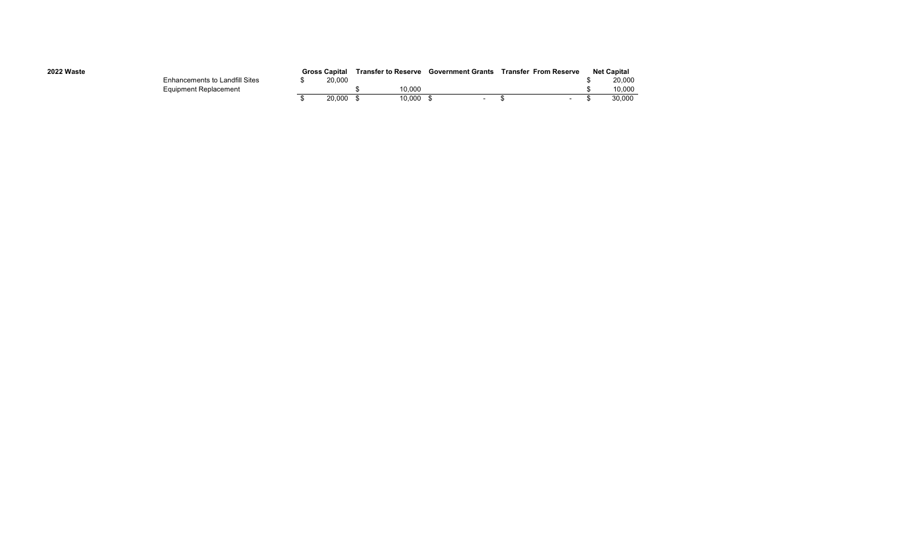**2022 Waste**

| | Gross Capital | Transfer to Reserve | Government Grants | Transfer From Reserve | Net Capital |
|---|---|---|---|---|---|
| Enhancements to Landfill Sites | $ 20,000 | | | | $ 20,000 |
| Equipment Replacement | | $ 10,000 | | | $ 10,000 |
| | $ 20,000 | $ 10,000 | $ - | $ - | $ 30,000 |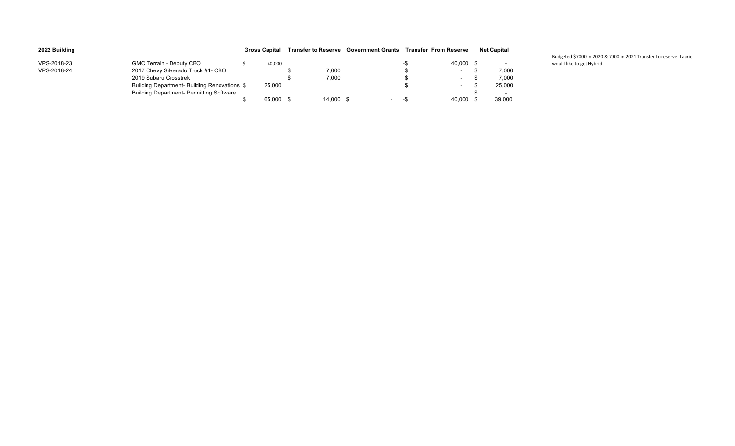| 2022 Building | | Gross Capital | Transfer to Reserve | Government Grants | Transfer From Reserve | Net Capital |
|---|---|---|---|---|---|---|
| VPS-2018-23 | GMC Terrain - Deputy CBO | $ 40,000 | | | -$ 40,000 | $ - |
| VPS-2018-24 | 2017 Chevy Silverado Truck #1- CBO | | $ 7,000 | | $ - | $ 7,000 |
| | 2019 Subaru Crosstrek | | $ 7,000 | | $ - | $ 7,000 |
| | Building Department- Building Renovations | $ 25,000 | | | $ - | $ 25,000 |
| | Building Department- Permitting Software | | | | | $ - |
| | | $ 65,000 | $ 14,000 | $ - | -$ 40,000 | $ 39,000 |

Budgeted $7000 in 2020 & 7000 in 2021 Transfer to reserve. Laurie would like to get Hybrid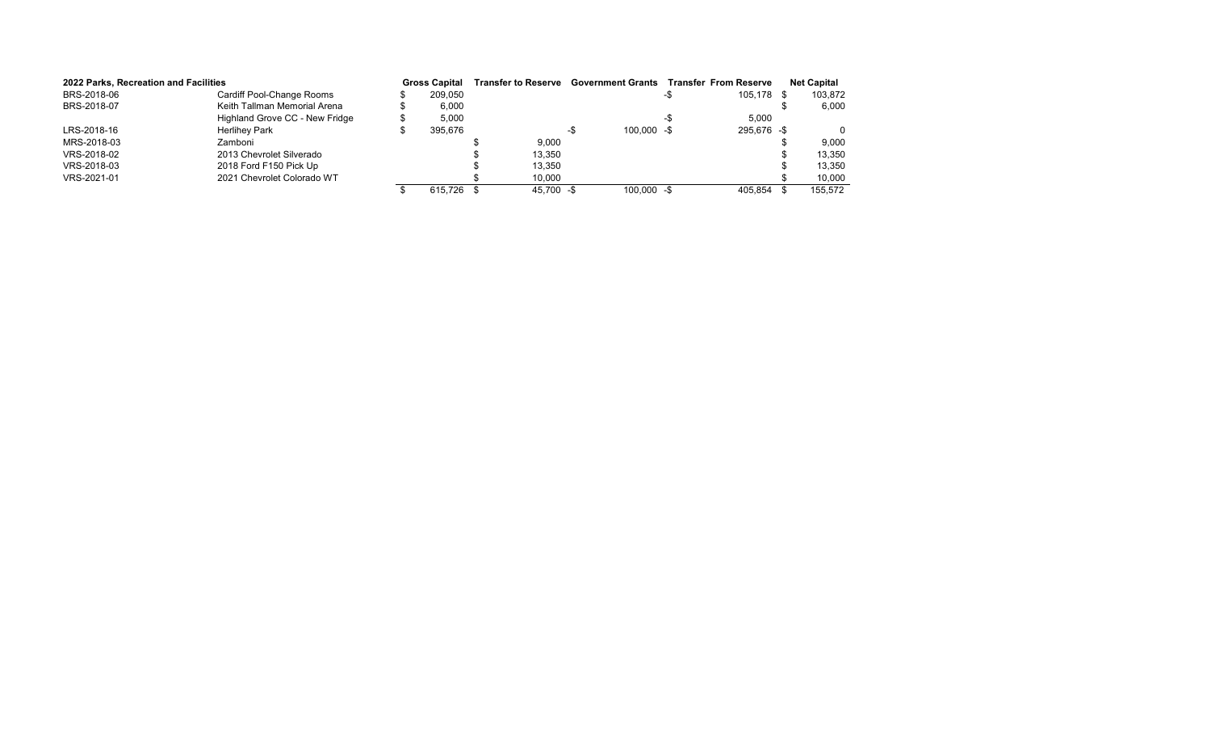| 2022 Parks, Recreation and Facilities | | Gross Capital | Transfer to Reserve | Government Grants | Transfer From Reserve | Net Capital |
|---|---|---|---|---|---|---|
| BRS-2018-06 | Cardiff Pool-Change Rooms | $ 209,050 | | | -$ 105,178 | $ 103,872 |
| BRS-2018-07 | Keith Tallman Memorial Arena | $ 6,000 | | | | $ 6,000 |
| | Highland Grove CC - New Fridge | $ 5,000 | | | -$ 5,000 | |
| LRS-2018-16 | Herlihey Park | $ 395,676 | | -$ 100,000 | -$ 295,676 | -$ 0 |
| MRS-2018-03 | Zamboni | | $ 9,000 | | | $ 9,000 |
| VRS-2018-02 | 2013 Chevrolet Silverado | | $ 13,350 | | | $ 13,350 |
| VRS-2018-03 | 2018 Ford F150 Pick Up | | $ 13,350 | | | $ 13,350 |
| VRS-2021-01 | 2021 Chevrolet Colorado WT | | $ 10,000 | | | $ 10,000 |
| | | $ 615,726 | $ 45,700 | -$ 100,000 | -$ 405,854 | $ 155,572 |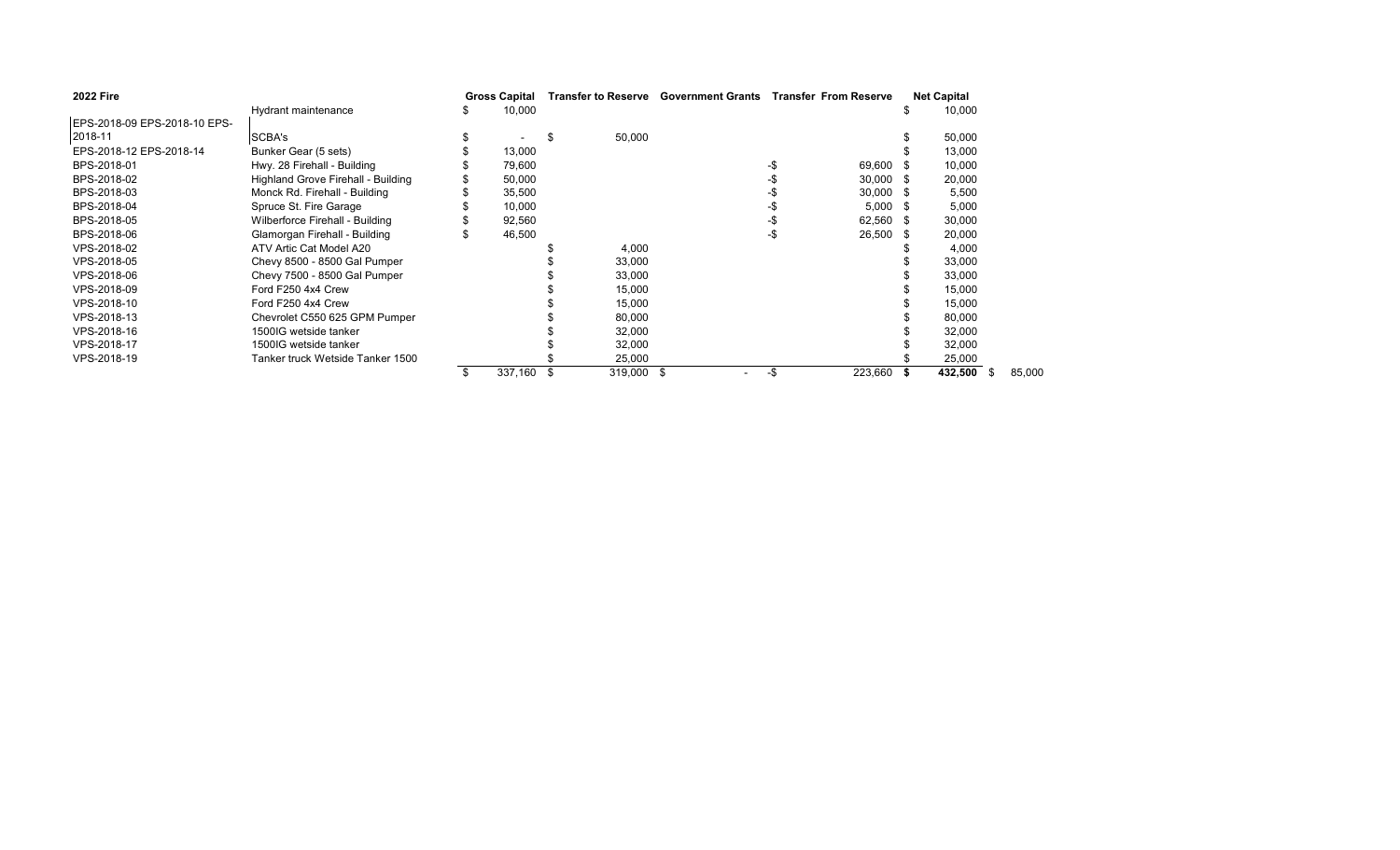| 2022 Fire | | Gross Capital | Transfer to Reserve | Government Grants | Transfer From Reserve | Net Capital | |
|---|---|---|---|---|---|---|---|
| | Hydrant maintenance | $ 10,000 | | | | $ 10,000 | |
| EPS-2018-09 EPS-2018-10 EPS-2018-11 | SCBA's | $ - | $ 50,000 | | | $ 50,000 | |
| EPS-2018-12 EPS-2018-14 | Bunker Gear (5 sets) | $ 13,000 | | | | $ 13,000 | |
| BPS-2018-01 | Hwy. 28 Firehall - Building | $ 79,600 | | | -$ 69,600 | $ 10,000 | |
| BPS-2018-02 | Highland Grove Firehall - Building | $ 50,000 | | | -$ 30,000 | $ 20,000 | |
| BPS-2018-03 | Monck Rd. Firehall - Building | $ 35,500 | | | -$ 30,000 | $ 5,500 | |
| BPS-2018-04 | Spruce St. Fire Garage | $ 10,000 | | | -$ 5,000 | $ 5,000 | |
| BPS-2018-05 | Wilberforce Firehall - Building | $ 92,560 | | | -$ 62,560 | $ 30,000 | |
| BPS-2018-06 | Glamorgan Firehall - Building | $ 46,500 | | | -$ 26,500 | $ 20,000 | |
| VPS-2018-02 | ATV Artic Cat Model A20 | | $ 4,000 | | | $ 4,000 | |
| VPS-2018-05 | Chevy 8500 - 8500 Gal Pumper | | $ 33,000 | | | $ 33,000 | |
| VPS-2018-06 | Chevy 7500 - 8500 Gal Pumper | | $ 33,000 | | | $ 33,000 | |
| VPS-2018-09 | Ford F250 4x4 Crew | | $ 15,000 | | | $ 15,000 | |
| VPS-2018-10 | Ford F250 4x4 Crew | | $ 15,000 | | | $ 15,000 | |
| VPS-2018-13 | Chevrolet C550 625 GPM Pumper | | $ 80,000 | | | $ 80,000 | |
| VPS-2018-16 | 1500IG wetside tanker | | $ 32,000 | | | $ 32,000 | |
| VPS-2018-17 | 1500IG wetside tanker | | $ 32,000 | | | $ 32,000 | |
| VPS-2018-19 | Tanker truck Wetside Tanker 1500 | | $ 25,000 | | | $ 25,000 | |
| | | $ 337,160 | $ 319,000 | $ - | -$ 223,660 | **$ 432,500** | $ 85,000 |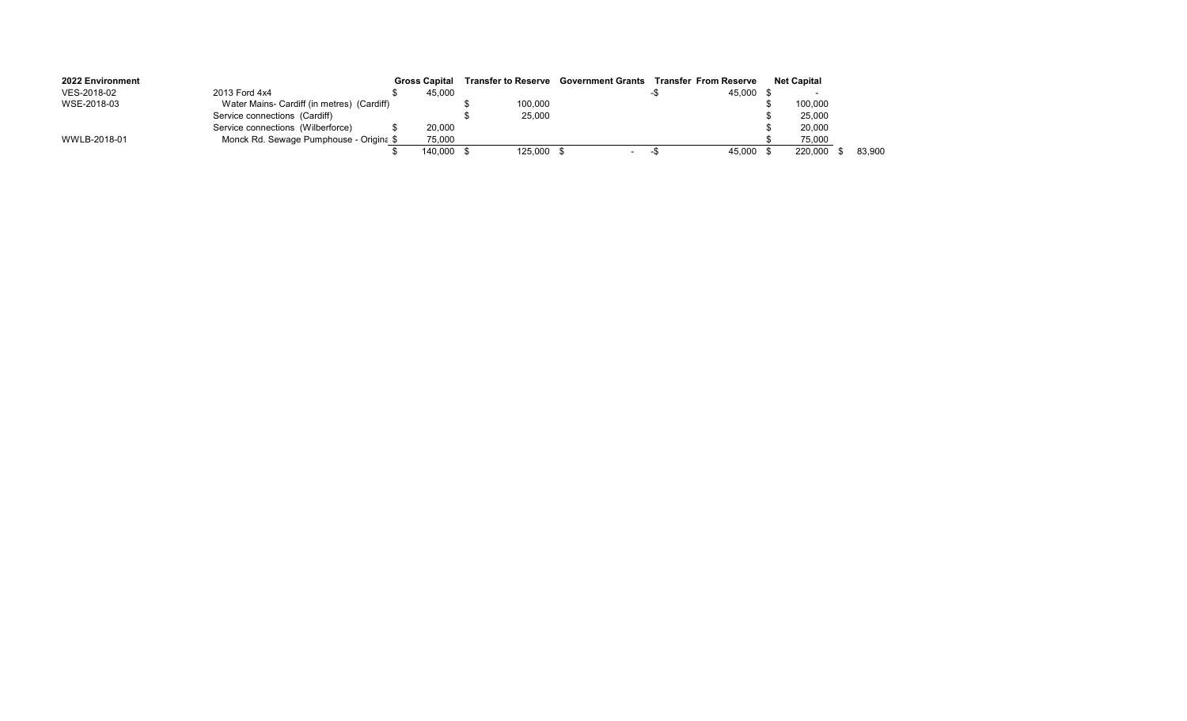| 2022 Environment | | Gross Capital | Transfer to Reserve | Government Grants | Transfer From Reserve | Net Capital | |
|---|---|---|---|---|---|---|---|
| VES-2018-02 | 2013 Ford 4x4 | $ 45,000 | | | -$ 45,000 | $ - | |
| WSE-2018-03 | Water Mains- Cardiff (in metres) (Cardiff) | | $ 100,000 | | | $ 100,000 | |
| | Service connections (Cardiff) | | $ 25,000 | | | $ 25,000 | |
| | Service connections (Wilberforce) | $ 20,000 | | | | $ 20,000 | |
| WWLB-2018-01 | Monck Rd. Sewage Pumphouse - Origina | $ 75,000 | | | | $ 75,000 | |
| | | $ 140,000 | $ 125,000 | $ - | -$ 45,000 | $ 220,000 | $ 83,900 |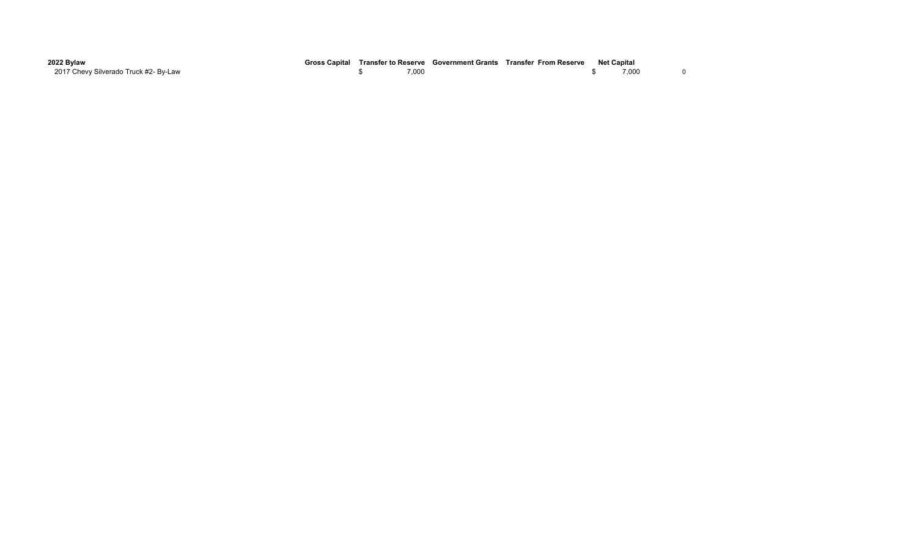| 2022 Bylaw | Gross Capital | Transfer to Reserve | Government Grants | Transfer From Reserve | Net Capital | |
|---|---|---|---|---|---|---|
| 2017 Chevy Silverado Truck #2- By-Law | | $ 7,000 | | | $ 7,000 | 0 |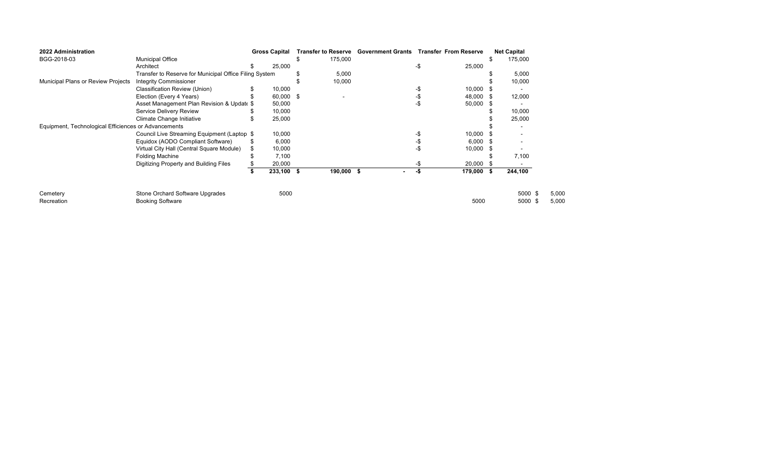| 2022 Administration | | Gross Capital | Transfer to Reserve | Government Grants | Transfer From Reserve | Net Capital | |
|---|---|---|---|---|---|---|---|
| BGG-2018-03 | Municipal Office | | $ 175,000 | | | $ 175,000 | |
| | Architect | $ 25,000 | | | -$ 25,000 | | |
| | Transfer to Reserve for Municipal Office Filing System | | $ 5,000 | | | $ 5,000 | |
| Municipal Plans or Review Projects | Integrity Commissioner | | $ 10,000 | | | $ 10,000 | |
| | Classification Review (Union) | $ 10,000 | | | -$ 10,000 | $ - | |
| | Election (Every 4 Years) | $ 60,000 | $ - | | -$ 48,000 | $ 12,000 | |
| | Asset Management Plan Revision & Update | $ 50,000 | | | -$ 50,000 | $ - | |
| | Service Delivery Review | $ 10,000 | | | | $ 10,000 | |
| | Climate Change Initiative | $ 25,000 | | | | $ 25,000 | |
| Equipment, Technological Efficiences or Advancements | | | | | | $ - | |
| | Council Live Streaming Equipment (Laptop | $ 10,000 | | | -$ 10,000 | $ - | |
| | Equidox (AODO Compliant Software) | $ 6,000 | | | -$ 6,000 | $ - | |
| | Virtual City Hall (Central Square Module) | $ 10,000 | | | -$ 10,000 | $ - | |
| | Folding Machine | $ 7,100 | | | | $ 7,100 | |
| | Digitizing Property and Building Files | $ 20,000 | | | -$ 20,000 | $ - | |
| | | **$ 233,100** | **$ 190,000** | **$ -** | **-$ 179,000** | **$ 244,100** | |
| | | | | | | | |
| Cemetery | Stone Orchard Software Upgrades | 5000 | | | | 5000 | $ 5,000 |
| Recreation | Booking Software | | | | 5000 | 5000 | $ 5,000 |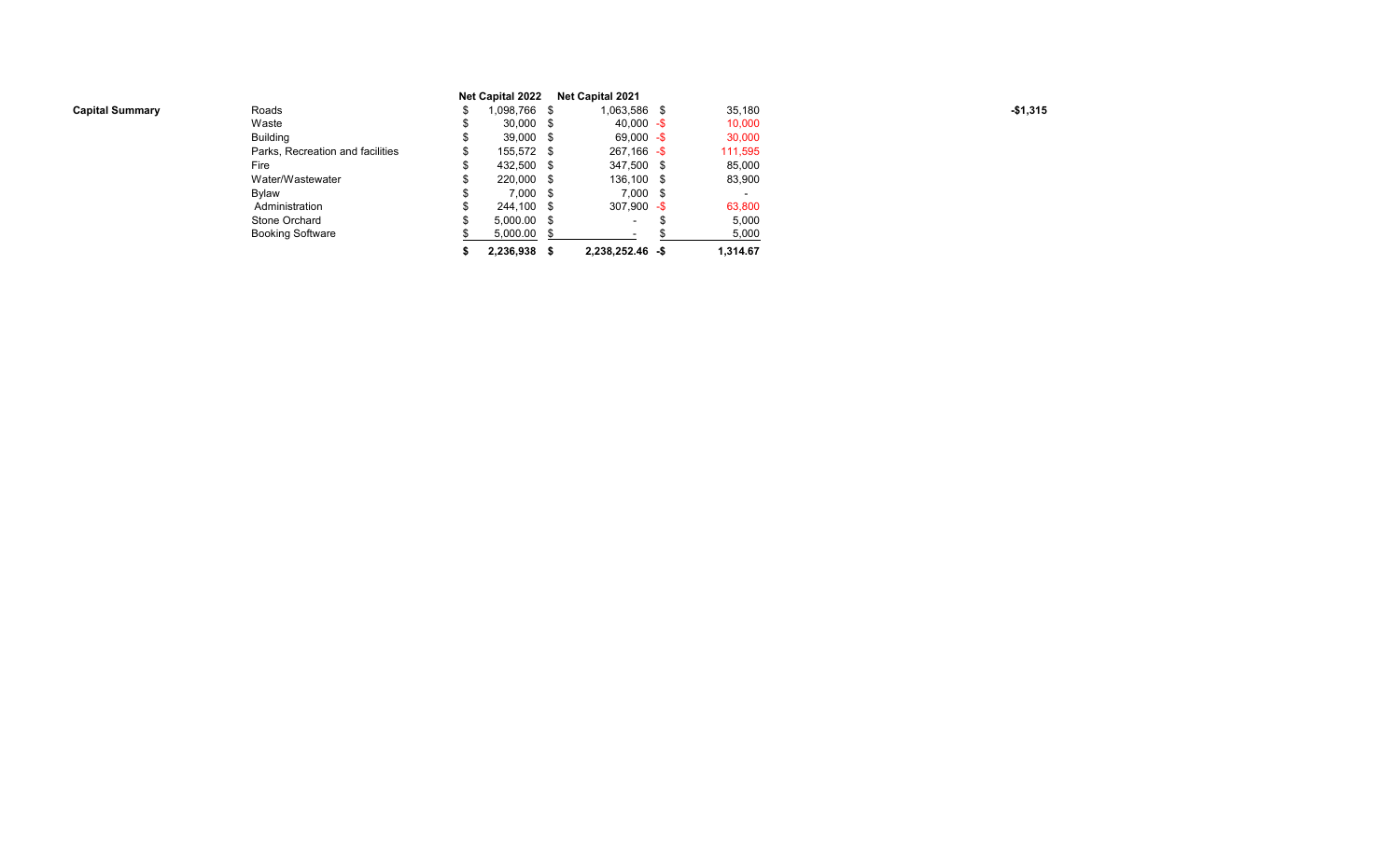| Capital Summary | | Net Capital 2022 | Net Capital 2021 | |
|---|---|---|---|---|
| | Roads | $ 1,098,766 | $ 1,063,586 | $ 35,180 |
| | Waste | $ 30,000 | $ 40,000 | -$ 10,000 |
| | Building | $ 39,000 | $ 69,000 | -$ 30,000 |
| | Parks, Recreation and facilities | $ 155,572 | $ 267,166 | -$ 111,595 |
| | Fire | $ 432,500 | $ 347,500 | $ 85,000 |
| | Water/Wastewater | $ 220,000 | $ 136,100 | $ 83,900 |
| | Bylaw | $ 7,000 | $ 7,000 | $ - |
| | Administration | $ 244,100 | $ 307,900 | -$ 63,800 |
| | Stone Orchard | $ 5,000.00 | $ - | $ 5,000 |
| | Booking Software | $ 5,000.00 | $ - | $ 5,000 |
| | | **$ 2,236,938** | **$ 2,238,252.46** | **-$ 1,314.67** |

**-$1,315**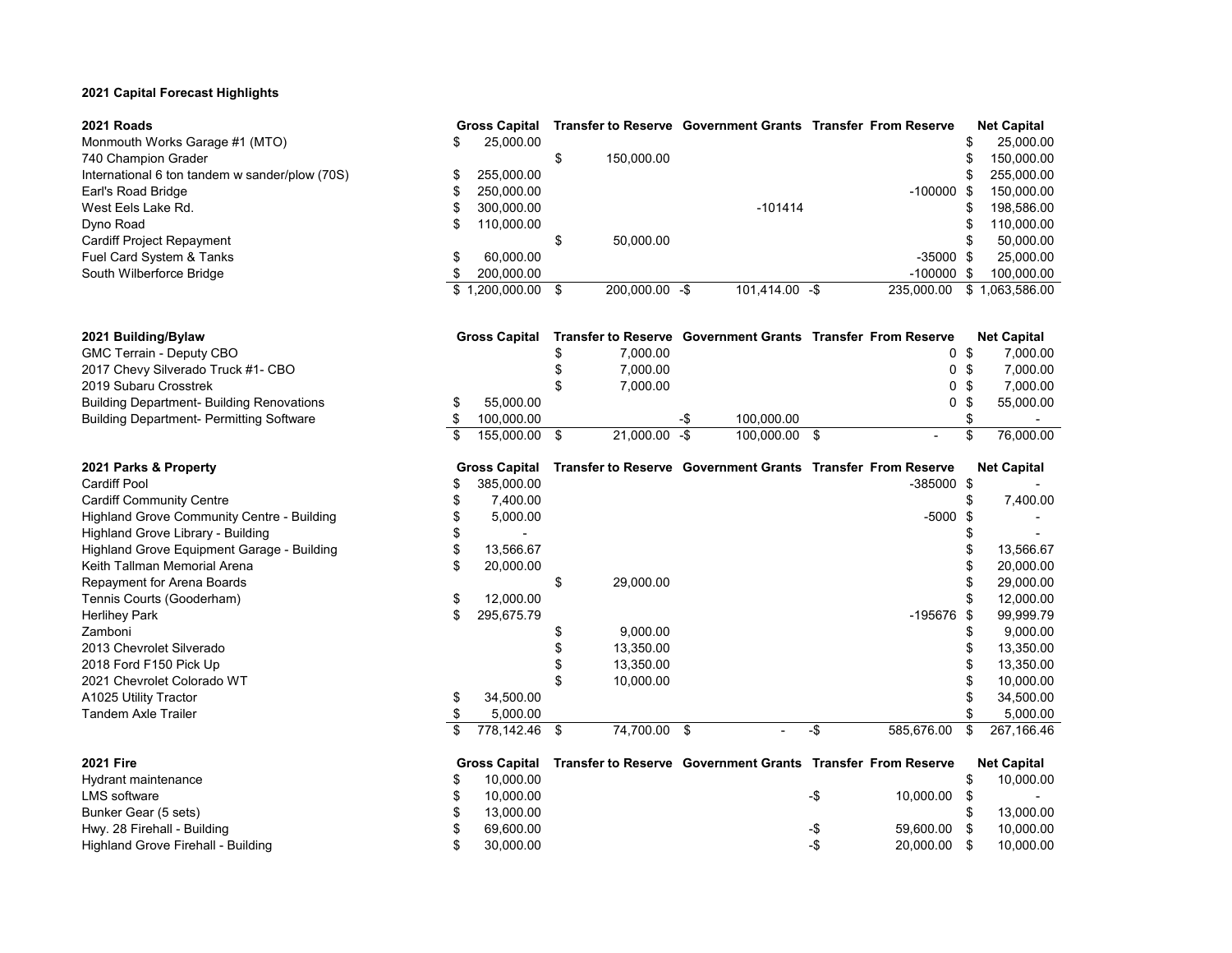**2021 Capital Forecast Highlights**

| 2021 Roads | Gross Capital | Transfer to Reserve | Government Grants | Transfer From Reserve | Net Capital |
|---|---|---|---|---|---|
| Monmouth Works Garage #1 (MTO) | $ 25,000.00 | | | | $ 25,000.00 |
| 740 Champion Grader | | $ 150,000.00 | | | $ 150,000.00 |
| International 6 ton tandem w sander/plow (70S) | $ 255,000.00 | | | | $ 255,000.00 |
| Earl's Road Bridge | $ 250,000.00 | | | -100000 | $ 150,000.00 |
| West Eels Lake Rd. | $ 300,000.00 | | -101414 | | $ 198,586.00 |
| Dyno Road | $ 110,000.00 | | | | $ 110,000.00 |
| Cardiff Project Repayment | | $ 50,000.00 | | | $ 50,000.00 |
| Fuel Card System & Tanks | $ 60,000.00 | | | -35000 | $ 25,000.00 |
| South Wilberforce Bridge | $ 200,000.00 | | | -100000 | $ 100,000.00 |
| | $ 1,200,000.00 | $ 200,000.00 | -$ 101,414.00 | -$ 235,000.00 | $ 1,063,586.00 |

| 2021 Building/Bylaw | Gross Capital | Transfer to Reserve | Government Grants | Transfer From Reserve | Net Capital |
|---|---|---|---|---|---|
| GMC Terrain - Deputy CBO | | $ 7,000.00 | | 0 | $ 7,000.00 |
| 2017 Chevy Silverado Truck #1- CBO | | $ 7,000.00 | | 0 | $ 7,000.00 |
| 2019 Subaru Crosstrek | | $ 7,000.00 | | 0 | $ 7,000.00 |
| Building Department- Building Renovations | $ 55,000.00 | | | 0 | $ 55,000.00 |
| Building Department- Permitting Software | $ 100,000.00 | | -$ 100,000.00 | | $ - |
| | $ 155,000.00 | $ 21,000.00 | -$ 100,000.00 | $ - | $ 76,000.00 |

| 2021 Parks & Property | Gross Capital | Transfer to Reserve | Government Grants | Transfer From Reserve | Net Capital |
|---|---|---|---|---|---|
| Cardiff Pool | $ 385,000.00 | | | -385000 | $ - |
| Cardiff Community Centre | $ 7,400.00 | | | | $ 7,400.00 |
| Highland Grove Community Centre - Building | $ 5,000.00 | | | -5000 | $ - |
| Highland Grove Library - Building | $ - | | | | $ - |
| Highland Grove Equipment Garage - Building | $ 13,566.67 | | | | $ 13,566.67 |
| Keith Tallman Memorial Arena | $ 20,000.00 | | | | $ 20,000.00 |
| Repayment for Arena Boards | | $ 29,000.00 | | | $ 29,000.00 |
| Tennis Courts (Gooderham) | $ 12,000.00 | | | | $ 12,000.00 |
| Herlihey Park | $ 295,675.79 | | | -195676 | $ 99,999.79 |
| Zamboni | | $ 9,000.00 | | | $ 9,000.00 |
| 2013 Chevrolet Silverado | | $ 13,350.00 | | | $ 13,350.00 |
| 2018 Ford F150 Pick Up | | $ 13,350.00 | | | $ 13,350.00 |
| 2021 Chevrolet Colorado WT | | $ 10,000.00 | | | $ 10,000.00 |
| A1025 Utility Tractor | $ 34,500.00 | | | | $ 34,500.00 |
| Tandem Axle Trailer | $ 5,000.00 | | | | $ 5,000.00 |
| | $ 778,142.46 | $ 74,700.00 | $ - | -$ 585,676.00 | $ 267,166.46 |

| 2021 Fire | Gross Capital | Transfer to Reserve | Government Grants | Transfer From Reserve | Net Capital |
|---|---|---|---|---|---|
| Hydrant maintenance | $ 10,000.00 | | | | $ 10,000.00 |
| LMS software | $ 10,000.00 | | | -$ 10,000.00 | $ - |
| Bunker Gear (5 sets) | $ 13,000.00 | | | | $ 13,000.00 |
| Hwy. 28 Firehall - Building | $ 69,600.00 | | | -$ 59,600.00 | $ 10,000.00 |
| Highland Grove Firehall - Building | $ 30,000.00 | | | -$ 20,000.00 | $ 10,000.00 |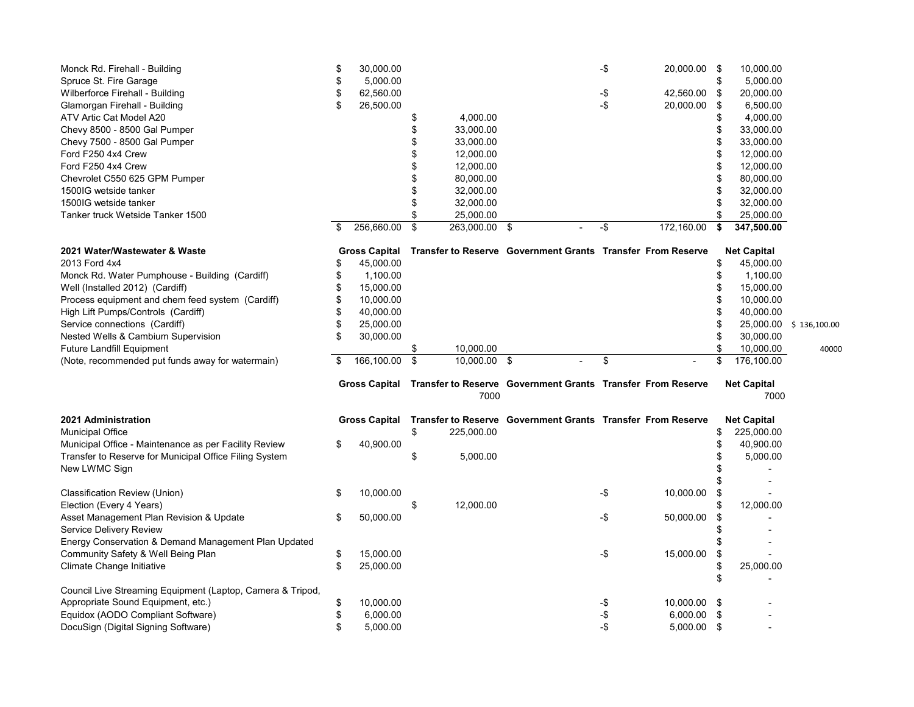| | Gross Capital | Transfer to Reserve | Government Grants | Transfer From Reserve | Net Capital | |
|---|---|---|---|---|---|---|
| Monck Rd. Firehall - Building | $ 30,000.00 | | | -$ 20,000.00 | $ 10,000.00 | |
| Spruce St. Fire Garage | $ 5,000.00 | | | | $ 5,000.00 | |
| Wilberforce Firehall - Building | $ 62,560.00 | | | -$ 42,560.00 | $ 20,000.00 | |
| Glamorgan Firehall - Building | $ 26,500.00 | | | -$ 20,000.00 | $ 6,500.00 | |
| ATV Artic Cat Model A20 | | $ 4,000.00 | | | $ 4,000.00 | |
| Chevy 8500 - 8500 Gal Pumper | | $ 33,000.00 | | | $ 33,000.00 | |
| Chevy 7500 - 8500 Gal Pumper | | $ 33,000.00 | | | $ 33,000.00 | |
| Ford F250 4x4 Crew | | $ 12,000.00 | | | $ 12,000.00 | |
| Ford F250 4x4 Crew | | $ 12,000.00 | | | $ 12,000.00 | |
| Chevrolet C550 625 GPM Pumper | | $ 80,000.00 | | | $ 80,000.00 | |
| 1500IG wetside tanker | | $ 32,000.00 | | | $ 32,000.00 | |
| 1500IG wetside tanker | | $ 32,000.00 | | | $ 32,000.00 | |
| Tanker truck Wetside Tanker 1500 | | $ 25,000.00 | | | $ 25,000.00 | |
| | $ 256,660.00 | $ 263,000.00 | $ - | -$ 172,160.00 | **$ 347,500.00** | |

| **2021 Water/Wastewater & Waste** | **Gross Capital** | **Transfer to Reserve** | **Government Grants** | **Transfer From Reserve** | **Net Capital** | |
|---|---|---|---|---|---|---|
| 2013 Ford 4x4 | $ 45,000.00 | | | | $ 45,000.00 | |
| Monck Rd. Water Pumphouse - Building (Cardiff) | $ 1,100.00 | | | | $ 1,100.00 | |
| Well (Installed 2012) (Cardiff) | $ 15,000.00 | | | | $ 15,000.00 | |
| Process equipment and chem feed system (Cardiff) | $ 10,000.00 | | | | $ 10,000.00 | |
| High Lift Pumps/Controls (Cardiff) | $ 40,000.00 | | | | $ 40,000.00 | |
| Service connections (Cardiff) | $ 25,000.00 | | | | $ 25,000.00 | $ 136,100.00 |
| Nested Wells & Cambium Supervision | $ 30,000.00 | | | | $ 30,000.00 | |
| Future Landfill Equipment | | $ 10,000.00 | | | $ 10,000.00 | 40000 |
| (Note, recommended put funds away for watermain) | $ 166,100.00 | $ 10,000.00 | $ - | $ - | $ 176,100.00 | |

| | **Gross Capital** | **Transfer to Reserve** | **Government Grants** | **Transfer From Reserve** | **Net Capital** |
|---|---|---|---|---|---|
| | | 7000 | | | 7000 |

| **2021 Administration** | **Gross Capital** | **Transfer to Reserve** | **Government Grants** | **Transfer From Reserve** | **Net Capital** |
|---|---|---|---|---|---|
| Municipal Office | | $ 225,000.00 | | | $ 225,000.00 |
| Municipal Office - Maintenance as per Facility Review | $ 40,900.00 | | | | $ 40,900.00 |
| Transfer to Reserve for Municipal Office Filing System | | $ 5,000.00 | | | $ 5,000.00 |
| New LWMC Sign | | | | | $ - |
| | | | | | $ - |
| Classification Review (Union) | $ 10,000.00 | | | -$ 10,000.00 | $ - |
| Election (Every 4 Years) | | $ 12,000.00 | | | $ 12,000.00 |
| Asset Management Plan Revision & Update | $ 50,000.00 | | | -$ 50,000.00 | $ - |
| Service Delivery Review | | | | | $ - |
| Energy Conservation & Demand Management Plan Updated | | | | | $ - |
| Community Safety & Well Being Plan | $ 15,000.00 | | | -$ 15,000.00 | $ - |
| Climate Change Initiative | $ 25,000.00 | | | | $ 25,000.00 |
| | | | | | $ - |
| Council Live Streaming Equipment (Laptop, Camera & Tripod, Appropriate Sound Equipment, etc.) | $ 10,000.00 | | | -$ 10,000.00 | $ - |
| Equidox (AODO Compliant Software) | $ 6,000.00 | | | -$ 6,000.00 | $ - |
| DocuSign (Digital Signing Software) | $ 5,000.00 | | | -$ 5,000.00 | $ - |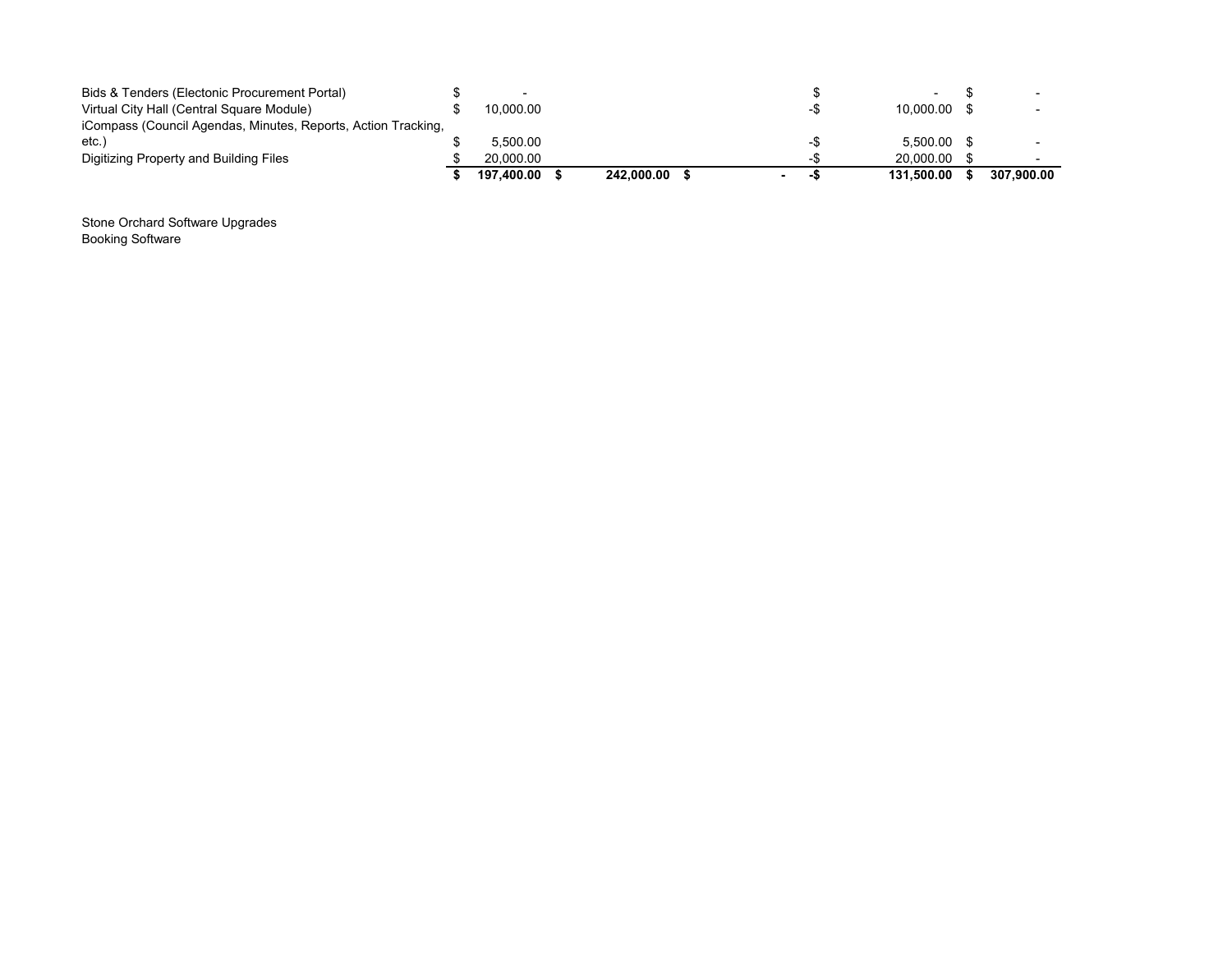| | | | | | |
|---|---|---|---|---|---|
| Bids & Tenders (Electonic Procurement Portal) | $ - | | | $ - | $ - |
| Virtual City Hall (Central Square Module) | $ 10,000.00 | | | -$ 10,000.00 | $ - |
| iCompass (Council Agendas, Minutes, Reports, Action Tracking, etc.) | $ 5,500.00 | | | -$ 5,500.00 | $ - |
| Digitizing Property and Building Files | $ 20,000.00 | | | -$ 20,000.00 | $ - |
| | **$ 197,400.00** | **$ 242,000.00** | **$ -** | **-$ 131,500.00** | **$ 307,900.00** |

Stone Orchard Software Upgrades
Booking Software